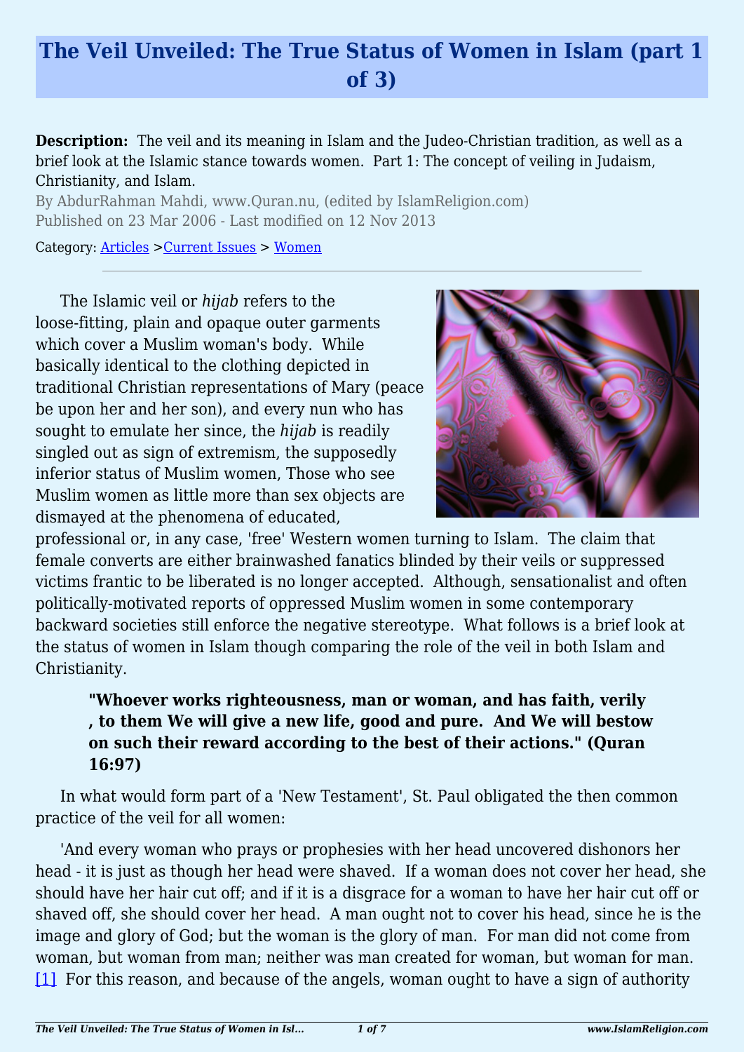# The Veil Unveiled: The True Status of Women in Islam (part 1 of 3)

**Description:** The veil and its meaning in Islam and the Judeo-Christian tradition, as well as a brief look at the Islamic stance towards women. Part 1: The concept of veiling in Judaism, Christianity, and Islam.

By AbdurRahman Mahdi, www.Quran.nu, (edited by IslamReligion.com)

Published on 23 Mar 2006 - Last modified on 12 Nov 2013

Category: Articles >Current Issues > Women

---

The Islamic veil or *hijab* refers to the loose-fitting, plain and opaque outer garments which cover a Muslim woman's body. While basically identical to the clothing depicted in traditional Christian representations of Mary (peace be upon her and her son), and every nun who has sought to emulate her since, the *hijab* is readily singled out as sign of extremism, the supposedly inferior status of Muslim women, Those who see Muslim women as little more than sex objects are dismayed at the phenomena of educated, professional or, in any case, 'free' Western women turning to Islam. The claim that female converts are either brainwashed fanatics blinded by their veils or suppressed victims frantic to be liberated is no longer accepted. Although, sensationalist and often politically-motivated reports of oppressed Muslim women in some contemporary backward societies still enforce the negative stereotype. What follows is a brief look at the status of women in Islam though comparing the role of the veil in both Islam and Christianity.

> **"Whoever works righteousness, man or woman, and has faith, verily , to them We will give a new life, good and pure. And We will bestow on such their reward according to the best of their actions." (Quran 16:97)**

In what would form part of a 'New Testament', St. Paul obligated the then common practice of the veil for all women:

'And every woman who prays or prophesies with her head uncovered dishonors her head - it is just as though her head were shaved. If a woman does not cover her head, she should have her hair cut off; and if it is a disgrace for a woman to have her hair cut off or shaved off, she should cover her head. A man ought not to cover his head, since he is the image and glory of God; but the woman is the glory of man. For man did not come from woman, but woman from man; neither was man created for woman, but woman for man. [1] For this reason, and because of the angels, woman ought to have a sign of authority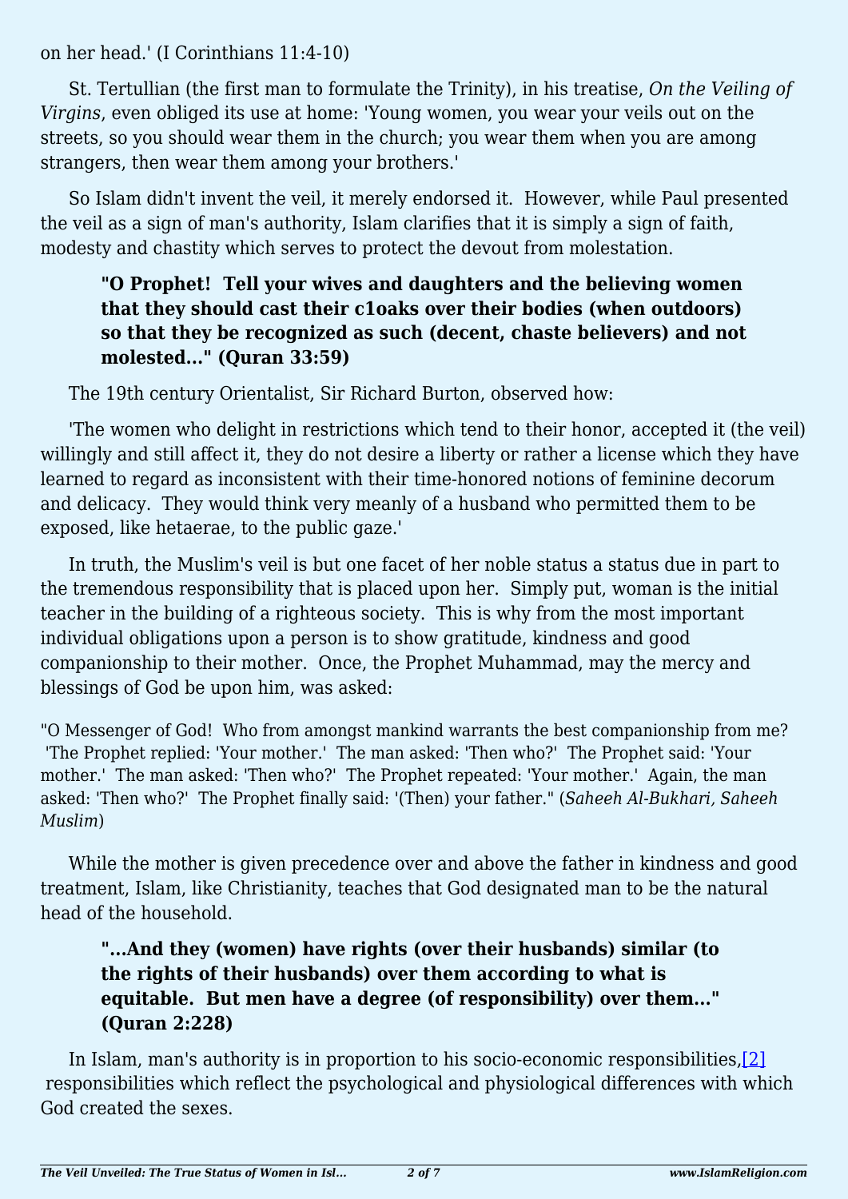on her head.' (I Corinthians 11:4-10)

St. Tertullian (the first man to formulate the Trinity), in his treatise, *On the Veiling of Virgins*, even obliged its use at home: 'Young women, you wear your veils out on the streets, so you should wear them in the church; you wear them when you are among strangers, then wear them among your brothers.'

So Islam didn't invent the veil, it merely endorsed it. However, while Paul presented the veil as a sign of man's authority, Islam clarifies that it is simply a sign of faith, modesty and chastity which serves to protect the devout from molestation.

> **"O Prophet! Tell your wives and daughters and the believing women that they should cast their c1oaks over their bodies (when outdoors) so that they be recognized as such (decent, chaste believers) and not molested..." (Quran 33:59)**

The 19th century Orientalist, Sir Richard Burton, observed how:

'The women who delight in restrictions which tend to their honor, accepted it (the veil) willingly and still affect it, they do not desire a liberty or rather a license which they have learned to regard as inconsistent with their time-honored notions of feminine decorum and delicacy. They would think very meanly of a husband who permitted them to be exposed, like hetaerae, to the public gaze.'

In truth, the Muslim's veil is but one facet of her noble status a status due in part to the tremendous responsibility that is placed upon her. Simply put, woman is the initial teacher in the building of a righteous society. This is why from the most important individual obligations upon a person is to show gratitude, kindness and good companionship to their mother. Once, the Prophet Muhammad, may the mercy and blessings of God be upon him, was asked:

"O Messenger of God! Who from amongst mankind warrants the best companionship from me? 'The Prophet replied: 'Your mother.' The man asked: 'Then who?' The Prophet said: 'Your mother.' The man asked: 'Then who?' The Prophet repeated: 'Your mother.' Again, the man asked: 'Then who?' The Prophet finally said: '(Then) your father." (*Saheeh Al-Bukhari, Saheeh Muslim*)

While the mother is given precedence over and above the father in kindness and good treatment, Islam, like Christianity, teaches that God designated man to be the natural head of the household.

> **"...And they (women) have rights (over their husbands) similar (to the rights of their husbands) over them according to what is equitable. But men have a degree (of responsibility) over them..." (Quran 2:228)**

In Islam, man's authority is in proportion to his socio-economic responsibilities,[2] responsibilities which reflect the psychological and physiological differences with which God created the sexes.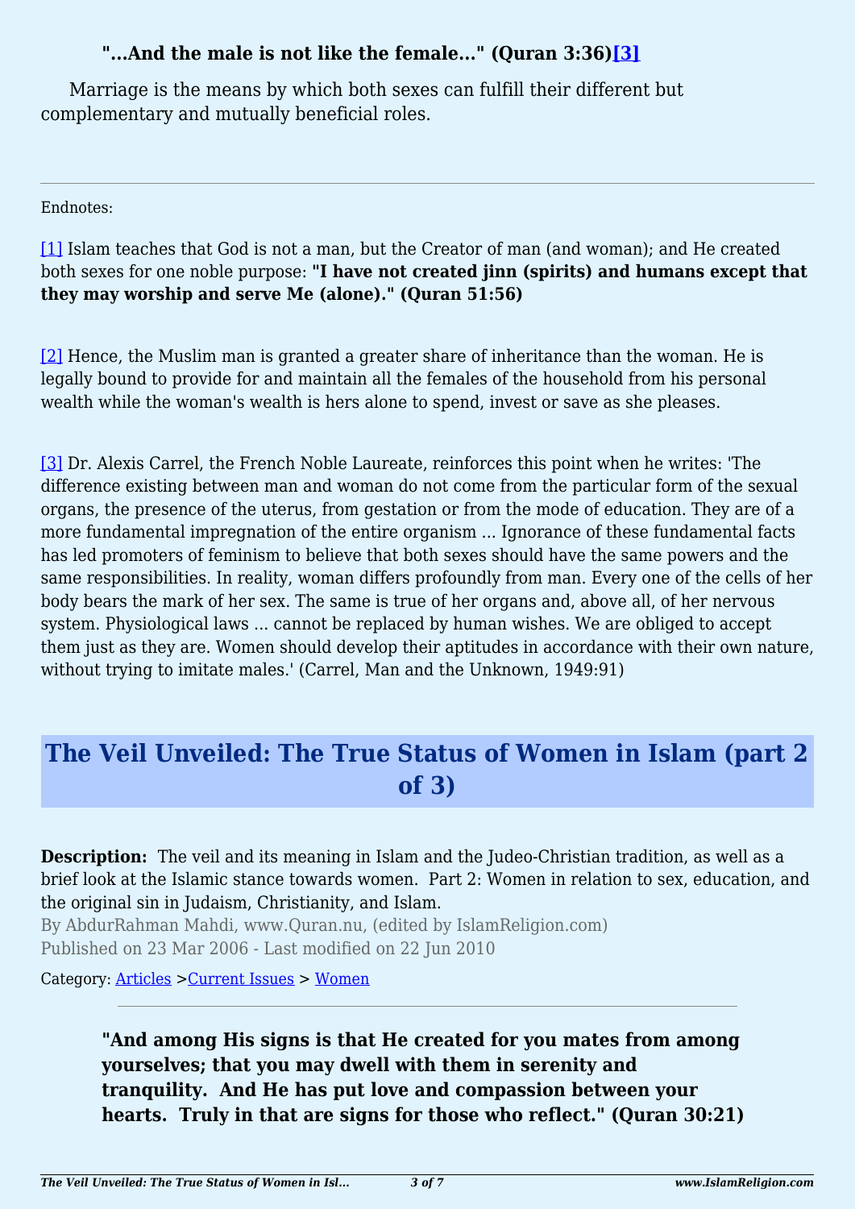**"...And the male is not like the female..." (Quran 3:36)[3]**

Marriage is the means by which both sexes can fulfill their different but complementary and mutually beneficial roles.

---

Endnotes:

[1] Islam teaches that God is not a man, but the Creator of man (and woman); and He created both sexes for one noble purpose: **"I have not created jinn (spirits) and humans except that they may worship and serve Me (alone)." (Quran 51:56)**

[2] Hence, the Muslim man is granted a greater share of inheritance than the woman. He is legally bound to provide for and maintain all the females of the household from his personal wealth while the woman's wealth is hers alone to spend, invest or save as she pleases.

[3] Dr. Alexis Carrel, the French Noble Laureate, reinforces this point when he writes: 'The difference existing between man and woman do not come from the particular form of the sexual organs, the presence of the uterus, from gestation or from the mode of education. They are of a more fundamental impregnation of the entire organism ... Ignorance of these fundamental facts has led promoters of feminism to believe that both sexes should have the same powers and the same responsibilities. In reality, woman differs profoundly from man. Every one of the cells of her body bears the mark of her sex. The same is true of her organs and, above all, of her nervous system. Physiological laws ... cannot be replaced by human wishes. We are obliged to accept them just as they are. Women should develop their aptitudes in accordance with their own nature, without trying to imitate males.' (Carrel, Man and the Unknown, 1949:91)

# The Veil Unveiled: The True Status of Women in Islam (part 2 of 3)

**Description:** The veil and its meaning in Islam and the Judeo-Christian tradition, as well as a brief look at the Islamic stance towards women. Part 2: Women in relation to sex, education, and the original sin in Judaism, Christianity, and Islam.

By AbdurRahman Mahdi, www.Quran.nu, (edited by IslamReligion.com)

Published on 23 Mar 2006 - Last modified on 22 Jun 2010

Category: Articles >Current Issues > Women

---

> **"And among His signs is that He created for you mates from among yourselves; that you may dwell with them in serenity and tranquility. And He has put love and compassion between your hearts. Truly in that are signs for those who reflect." (Quran 30:21)**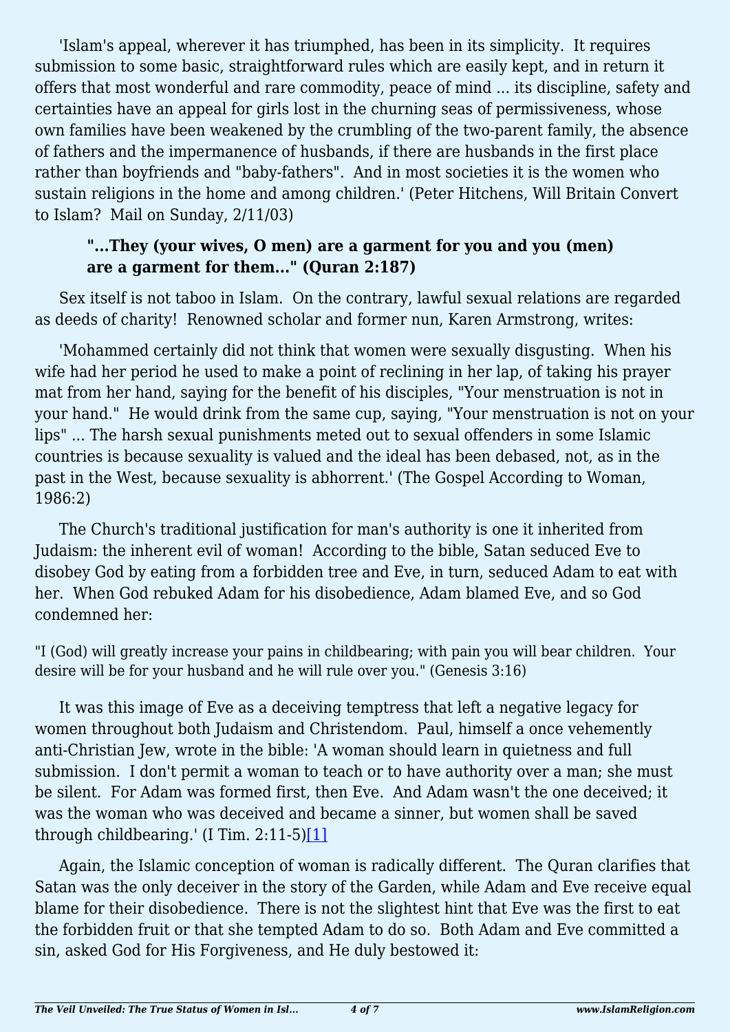'Islam's appeal, wherever it has triumphed, has been in its simplicity. It requires submission to some basic, straightforward rules which are easily kept, and in return it offers that most wonderful and rare commodity, peace of mind ... its discipline, safety and certainties have an appeal for girls lost in the churning seas of permissiveness, whose own families have been weakened by the crumbling of the two-parent family, the absence of fathers and the impermanence of husbands, if there are husbands in the first place rather than boyfriends and "baby-fathers". And in most societies it is the women who sustain religions in the home and among children.' (Peter Hitchens, Will Britain Convert to Islam? Mail on Sunday, 2/11/03)

> **"...They (your wives, O men) are a garment for you and you (men) are a garment for them..." (Quran 2:187)**

Sex itself is not taboo in Islam. On the contrary, lawful sexual relations are regarded as deeds of charity! Renowned scholar and former nun, Karen Armstrong, writes:

'Mohammed certainly did not think that women were sexually disgusting. When his wife had her period he used to make a point of reclining in her lap, of taking his prayer mat from her hand, saying for the benefit of his disciples, "Your menstruation is not in your hand." He would drink from the same cup, saying, "Your menstruation is not on your lips" ... The harsh sexual punishments meted out to sexual offenders in some Islamic countries is because sexuality is valued and the ideal has been debased, not, as in the past in the West, because sexuality is abhorrent.' (The Gospel According to Woman, 1986:2)

The Church's traditional justification for man's authority is one it inherited from Judaism: the inherent evil of woman! According to the bible, Satan seduced Eve to disobey God by eating from a forbidden tree and Eve, in turn, seduced Adam to eat with her. When God rebuked Adam for his disobedience, Adam blamed Eve, and so God condemned her:

"I (God) will greatly increase your pains in childbearing; with pain you will bear children. Your desire will be for your husband and he will rule over you." (Genesis 3:16)

It was this image of Eve as a deceiving temptress that left a negative legacy for women throughout both Judaism and Christendom. Paul, himself a once vehemently anti-Christian Jew, wrote in the bible: 'A woman should learn in quietness and full submission. I don't permit a woman to teach or to have authority over a man; she must be silent. For Adam was formed first, then Eve. And Adam wasn't the one deceived; it was the woman who was deceived and became a sinner, but women shall be saved through childbearing.' (I Tim. 2:11-5)[1]

Again, the Islamic conception of woman is radically different. The Quran clarifies that Satan was the only deceiver in the story of the Garden, while Adam and Eve receive equal blame for their disobedience. There is not the slightest hint that Eve was the first to eat the forbidden fruit or that she tempted Adam to do so. Both Adam and Eve committed a sin, asked God for His Forgiveness, and He duly bestowed it: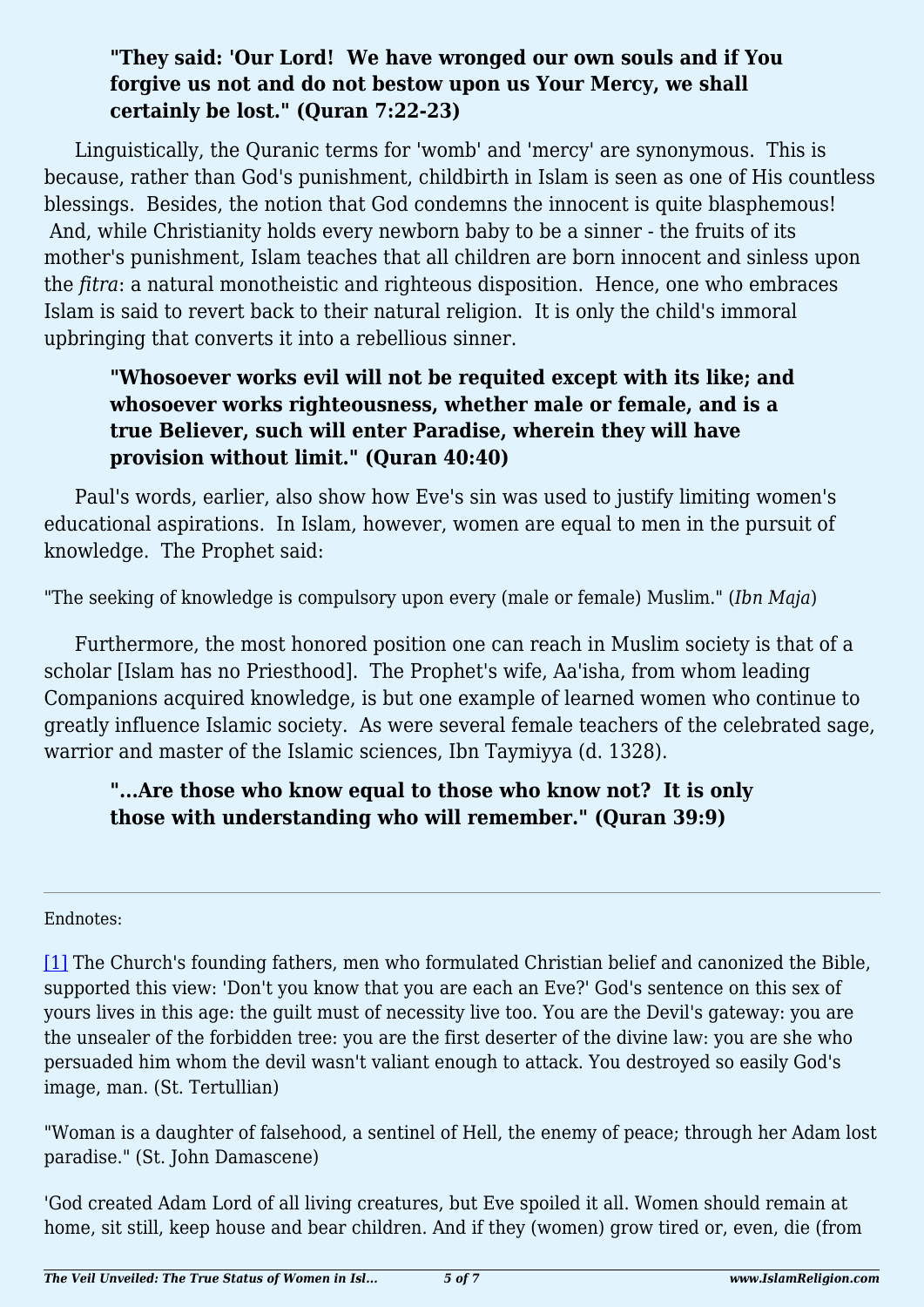> **"They said: 'Our Lord! We have wronged our own souls and if You forgive us not and do not bestow upon us Your Mercy, we shall certainly be lost." (Quran 7:22-23)**

Linguistically, the Quranic terms for 'womb' and 'mercy' are synonymous. This is because, rather than God's punishment, childbirth in Islam is seen as one of His countless blessings. Besides, the notion that God condemns the innocent is quite blasphemous! And, while Christianity holds every newborn baby to be a sinner - the fruits of its mother's punishment, Islam teaches that all children are born innocent and sinless upon the *fitra*: a natural monotheistic and righteous disposition. Hence, one who embraces Islam is said to revert back to their natural religion. It is only the child's immoral upbringing that converts it into a rebellious sinner.

> **"Whosoever works evil will not be requited except with its like; and whosoever works righteousness, whether male or female, and is a true Believer, such will enter Paradise, wherein they will have provision without limit." (Quran 40:40)**

Paul's words, earlier, also show how Eve's sin was used to justify limiting women's educational aspirations. In Islam, however, women are equal to men in the pursuit of knowledge. The Prophet said:

"The seeking of knowledge is compulsory upon every (male or female) Muslim." (*Ibn Maja*)

Furthermore, the most honored position one can reach in Muslim society is that of a scholar [Islam has no Priesthood]. The Prophet's wife, Aa'isha, from whom leading Companions acquired knowledge, is but one example of learned women who continue to greatly influence Islamic society. As were several female teachers of the celebrated sage, warrior and master of the Islamic sciences, Ibn Taymiyya (d. 1328).

> **"...Are those who know equal to those who know not? It is only those with understanding who will remember." (Quran 39:9)**

---

Endnotes:

[1] The Church's founding fathers, men who formulated Christian belief and canonized the Bible, supported this view: 'Don't you know that you are each an Eve?' God's sentence on this sex of yours lives in this age: the guilt must of necessity live too. You are the Devil's gateway: you are the unsealer of the forbidden tree: you are the first deserter of the divine law: you are she who persuaded him whom the devil wasn't valiant enough to attack. You destroyed so easily God's image, man. (St. Tertullian)

"Woman is a daughter of falsehood, a sentinel of Hell, the enemy of peace; through her Adam lost paradise." (St. John Damascene)

'God created Adam Lord of all living creatures, but Eve spoiled it all. Women should remain at home, sit still, keep house and bear children. And if they (women) grow tired or, even, die (from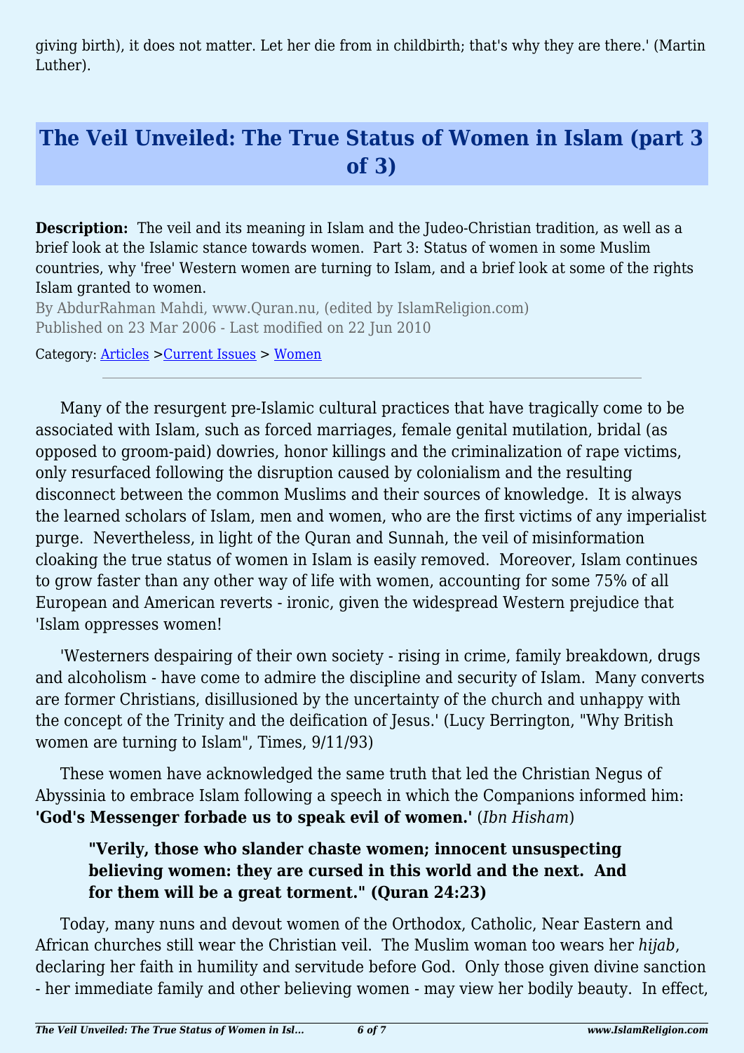giving birth), it does not matter. Let her die from in childbirth; that's why they are there.' (Martin Luther).

# The Veil Unveiled: The True Status of Women in Islam (part 3 of 3)

**Description:** The veil and its meaning in Islam and the Judeo-Christian tradition, as well as a brief look at the Islamic stance towards women. Part 3: Status of women in some Muslim countries, why 'free' Western women are turning to Islam, and a brief look at some of the rights Islam granted to women.

By AbdurRahman Mahdi, www.Quran.nu, (edited by IslamReligion.com)
Published on 23 Mar 2006 - Last modified on 22 Jun 2010

Category: Articles >Current Issues > Women

---

Many of the resurgent pre-Islamic cultural practices that have tragically come to be associated with Islam, such as forced marriages, female genital mutilation, bridal (as opposed to groom-paid) dowries, honor killings and the criminalization of rape victims, only resurfaced following the disruption caused by colonialism and the resulting disconnect between the common Muslims and their sources of knowledge. It is always the learned scholars of Islam, men and women, who are the first victims of any imperialist purge. Nevertheless, in light of the Quran and Sunnah, the veil of misinformation cloaking the true status of women in Islam is easily removed. Moreover, Islam continues to grow faster than any other way of life with women, accounting for some 75% of all European and American reverts - ironic, given the widespread Western prejudice that 'Islam oppresses women!

'Westerners despairing of their own society - rising in crime, family breakdown, drugs and alcoholism - have come to admire the discipline and security of Islam. Many converts are former Christians, disillusioned by the uncertainty of the church and unhappy with the concept of the Trinity and the deification of Jesus.' (Lucy Berrington, "Why British women are turning to Islam", Times, 9/11/93)

These women have acknowledged the same truth that led the Christian Negus of Abyssinia to embrace Islam following a speech in which the Companions informed him: **'God's Messenger forbade us to speak evil of women.'** (*Ibn Hisham*)

> **"Verily, those who slander chaste women; innocent unsuspecting believing women: they are cursed in this world and the next. And for them will be a great torment." (Quran 24:23)**

Today, many nuns and devout women of the Orthodox, Catholic, Near Eastern and African churches still wear the Christian veil. The Muslim woman too wears her *hijab*, declaring her faith in humility and servitude before God. Only those given divine sanction - her immediate family and other believing women - may view her bodily beauty. In effect,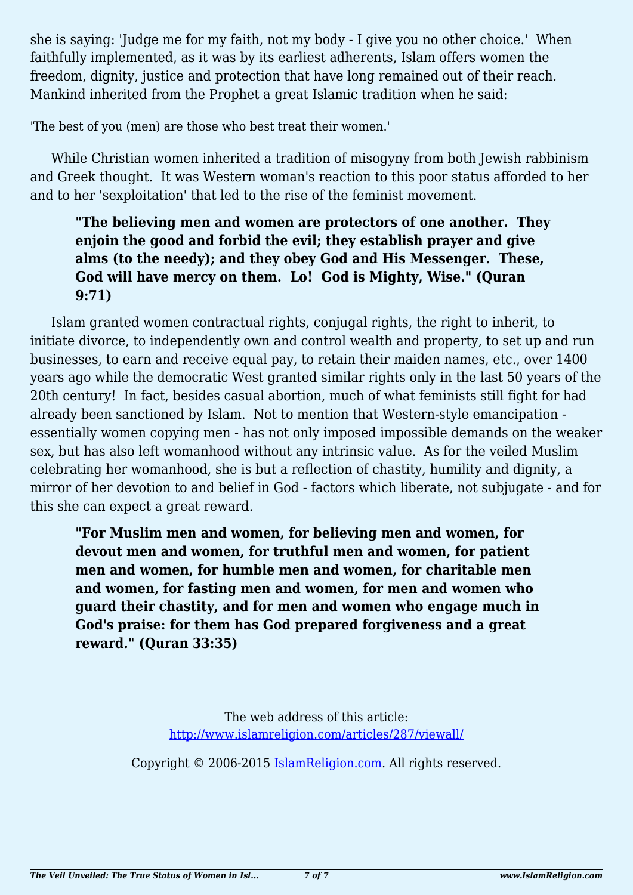she is saying: 'Judge me for my faith, not my body - I give you no other choice.' When faithfully implemented, as it was by its earliest adherents, Islam offers women the freedom, dignity, justice and protection that have long remained out of their reach. Mankind inherited from the Prophet a great Islamic tradition when he said:

'The best of you (men) are those who best treat their women.'

While Christian women inherited a tradition of misogyny from both Jewish rabbinism and Greek thought. It was Western woman's reaction to this poor status afforded to her and to her 'sexploitation' that led to the rise of the feminist movement.

> **"The believing men and women are protectors of one another. They enjoin the good and forbid the evil; they establish prayer and give alms (to the needy); and they obey God and His Messenger. These, God will have mercy on them. Lo! God is Mighty, Wise." (Quran 9:71)**

Islam granted women contractual rights, conjugal rights, the right to inherit, to initiate divorce, to independently own and control wealth and property, to set up and run businesses, to earn and receive equal pay, to retain their maiden names, etc., over 1400 years ago while the democratic West granted similar rights only in the last 50 years of the 20th century! In fact, besides casual abortion, much of what feminists still fight for had already been sanctioned by Islam. Not to mention that Western-style emancipation - essentially women copying men - has not only imposed impossible demands on the weaker sex, but has also left womanhood without any intrinsic value. As for the veiled Muslim celebrating her womanhood, she is but a reflection of chastity, humility and dignity, a mirror of her devotion to and belief in God - factors which liberate, not subjugate - and for this she can expect a great reward.

> **"For Muslim men and women, for believing men and women, for devout men and women, for truthful men and women, for patient men and women, for humble men and women, for charitable men and women, for fasting men and women, for men and women who guard their chastity, and for men and women who engage much in God's praise: for them has God prepared forgiveness and a great reward." (Quran 33:35)**

The web address of this article:
[http://www.islamreligion.com/articles/287/viewall/](http://www.islamreligion.com/articles/287/viewall/)

Copyright © 2006-2015 [IslamReligion.com](http://www.islamreligion.com). All rights reserved.